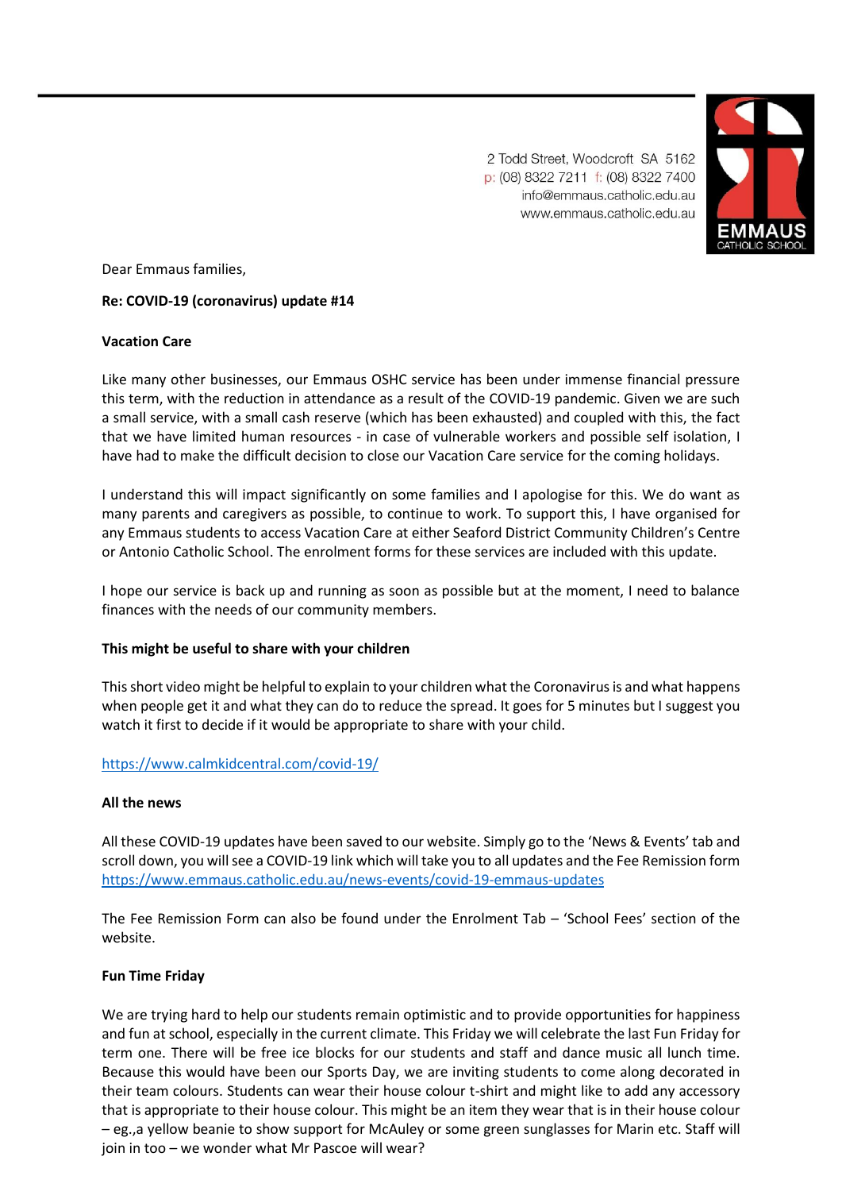2 Todd Street, Woodcroft SA 5162
p: (08) 8322 7211 f: (08) 8322 7400
info@emmaus.catholic.edu.au
www.emmaus.catholic.edu.au

EMMAUS CATHOLIC SCHOOL

Dear Emmaus families,

**Re: COVID-19 (coronavirus) update #14**

**Vacation Care**

Like many other businesses, our Emmaus OSHC service has been under immense financial pressure this term, with the reduction in attendance as a result of the COVID-19 pandemic. Given we are such a small service, with a small cash reserve (which has been exhausted) and coupled with this, the fact that we have limited human resources - in case of vulnerable workers and possible self isolation, I have had to make the difficult decision to close our Vacation Care service for the coming holidays.

I understand this will impact significantly on some families and I apologise for this. We do want as many parents and caregivers as possible, to continue to work. To support this, I have organised for any Emmaus students to access Vacation Care at either Seaford District Community Children's Centre or Antonio Catholic School. The enrolment forms for these services are included with this update.

I hope our service is back up and running as soon as possible but at the moment, I need to balance finances with the needs of our community members.

**This might be useful to share with your children**

This short video might be helpful to explain to your children what the Coronavirus is and what happens when people get it and what they can do to reduce the spread. It goes for 5 minutes but I suggest you watch it first to decide if it would be appropriate to share with your child.

https://www.calmkidcentral.com/covid-19/

**All the news**

All these COVID-19 updates have been saved to our website. Simply go to the 'News & Events' tab and scroll down, you will see a COVID-19 link which will take you to all updates and the Fee Remission form https://www.emmaus.catholic.edu.au/news-events/covid-19-emmaus-updates

The Fee Remission Form can also be found under the Enrolment Tab – 'School Fees' section of the website.

**Fun Time Friday**

We are trying hard to help our students remain optimistic and to provide opportunities for happiness and fun at school, especially in the current climate. This Friday we will celebrate the last Fun Friday for term one. There will be free ice blocks for our students and staff and dance music all lunch time. Because this would have been our Sports Day, we are inviting students to come along decorated in their team colours. Students can wear their house colour t-shirt and might like to add any accessory that is appropriate to their house colour. This might be an item they wear that is in their house colour – eg.,a yellow beanie to show support for McAuley or some green sunglasses for Marin etc. Staff will join in too – we wonder what Mr Pascoe will wear?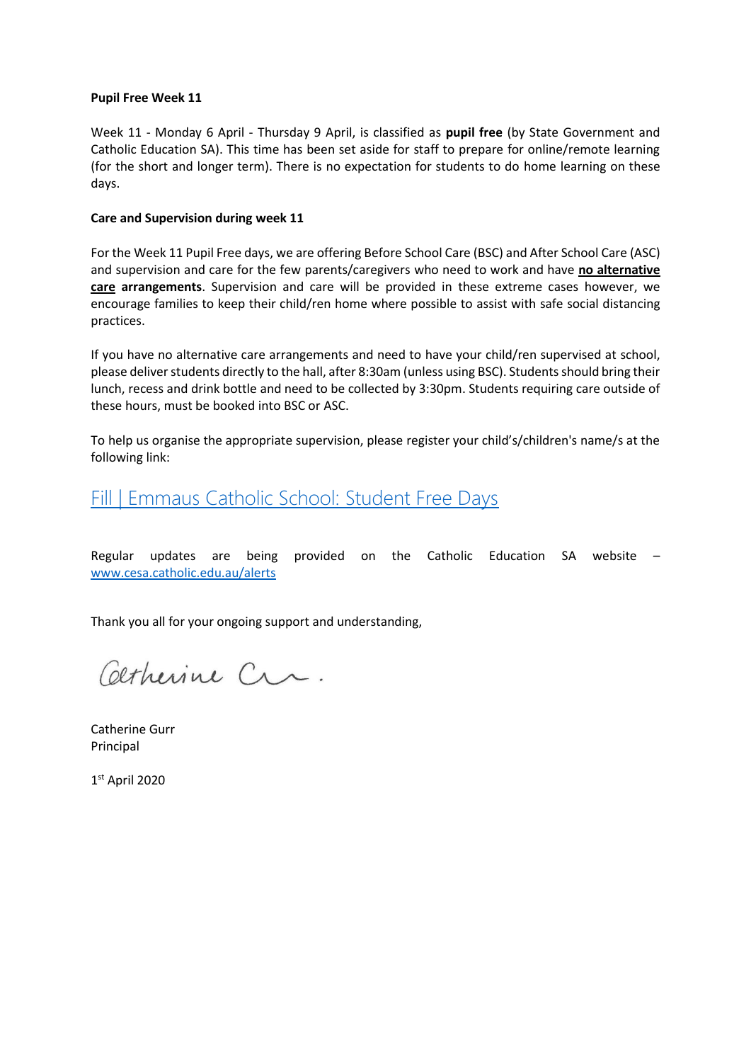**Pupil Free Week 11**

Week 11 - Monday 6 April - Thursday 9 April, is classified as **pupil free** (by State Government and Catholic Education SA). This time has been set aside for staff to prepare for online/remote learning (for the short and longer term). There is no expectation for students to do home learning on these days.

**Care and Supervision during week 11**

For the Week 11 Pupil Free days, we are offering Before School Care (BSC) and After School Care (ASC) and supervision and care for the few parents/caregivers who need to work and have **no alternative care arrangements**. Supervision and care will be provided in these extreme cases however, we encourage families to keep their child/ren home where possible to assist with safe social distancing practices.

If you have no alternative care arrangements and need to have your child/ren supervised at school, please deliver students directly to the hall, after 8:30am (unless using BSC). Students should bring their lunch, recess and drink bottle and need to be collected by 3:30pm. Students requiring care outside of these hours, must be booked into BSC or ASC.

To help us organise the appropriate supervision, please register your child's/children's name/s at the following link:

Fill | Emmaus Catholic School: Student Free Days

Regular updates are being provided on the Catholic Education SA website – www.cesa.catholic.edu.au/alerts

Thank you all for your ongoing support and understanding,

Catherine Gurr
Principal

1st April 2020